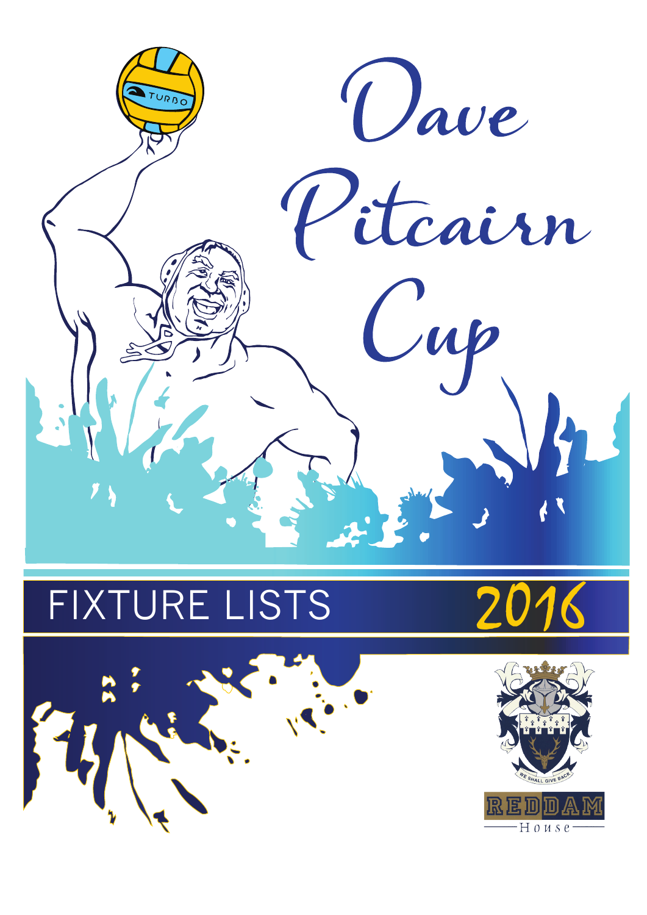# Dave Pitcairn Cup

## FIXTURE LISTS 2016

WE SHALL GIVE BACK

REDDAM House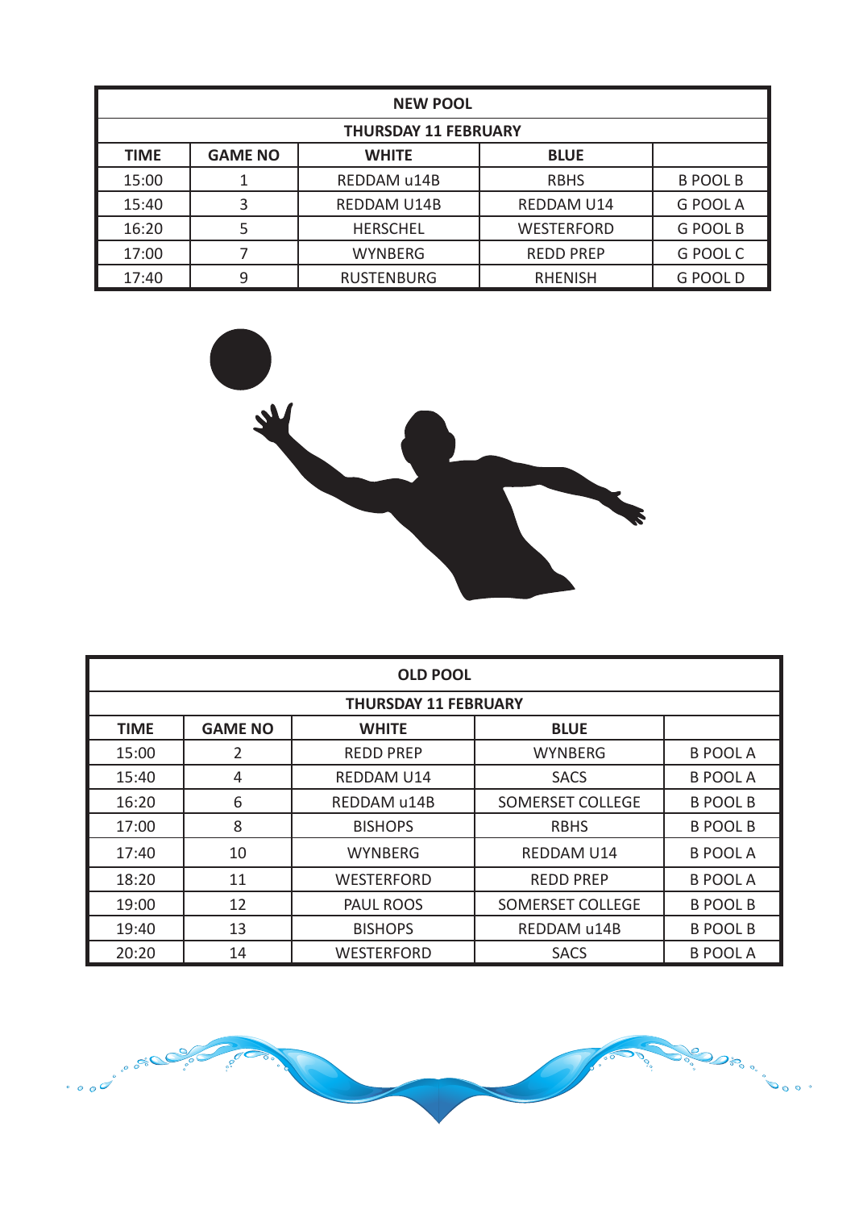| NEW POOL | | | | |
|---|---|---|---|---|
| THURSDAY 11 FEBRUARY | | | | |
| TIME | GAME NO | WHITE | BLUE | |
| 15:00 | 1 | REDDAM u14B | RBHS | B POOL B |
| 15:40 | 3 | REDDAM U14B | REDDAM U14 | G POOL A |
| 16:20 | 5 | HERSCHEL | WESTERFORD | G POOL B |
| 17:00 | 7 | WYNBERG | REDD PREP | G POOL C |
| 17:40 | 9 | RUSTENBURG | RHENISH | G POOL D |

| OLD POOL | | | | |
|---|---|---|---|---|
| THURSDAY 11 FEBRUARY | | | | |
| TIME | GAME NO | WHITE | BLUE | |
| 15:00 | 2 | REDD PREP | WYNBERG | B POOL A |
| 15:40 | 4 | REDDAM U14 | SACS | B POOL A |
| 16:20 | 6 | REDDAM u14B | SOMERSET COLLEGE | B POOL B |
| 17:00 | 8 | BISHOPS | RBHS | B POOL B |
| 17:40 | 10 | WYNBERG | REDDAM U14 | B POOL A |
| 18:20 | 11 | WESTERFORD | REDD PREP | B POOL A |
| 19:00 | 12 | PAUL ROOS | SOMERSET COLLEGE | B POOL B |
| 19:40 | 13 | BISHOPS | REDDAM u14B | B POOL B |
| 20:20 | 14 | WESTERFORD | SACS | B POOL A |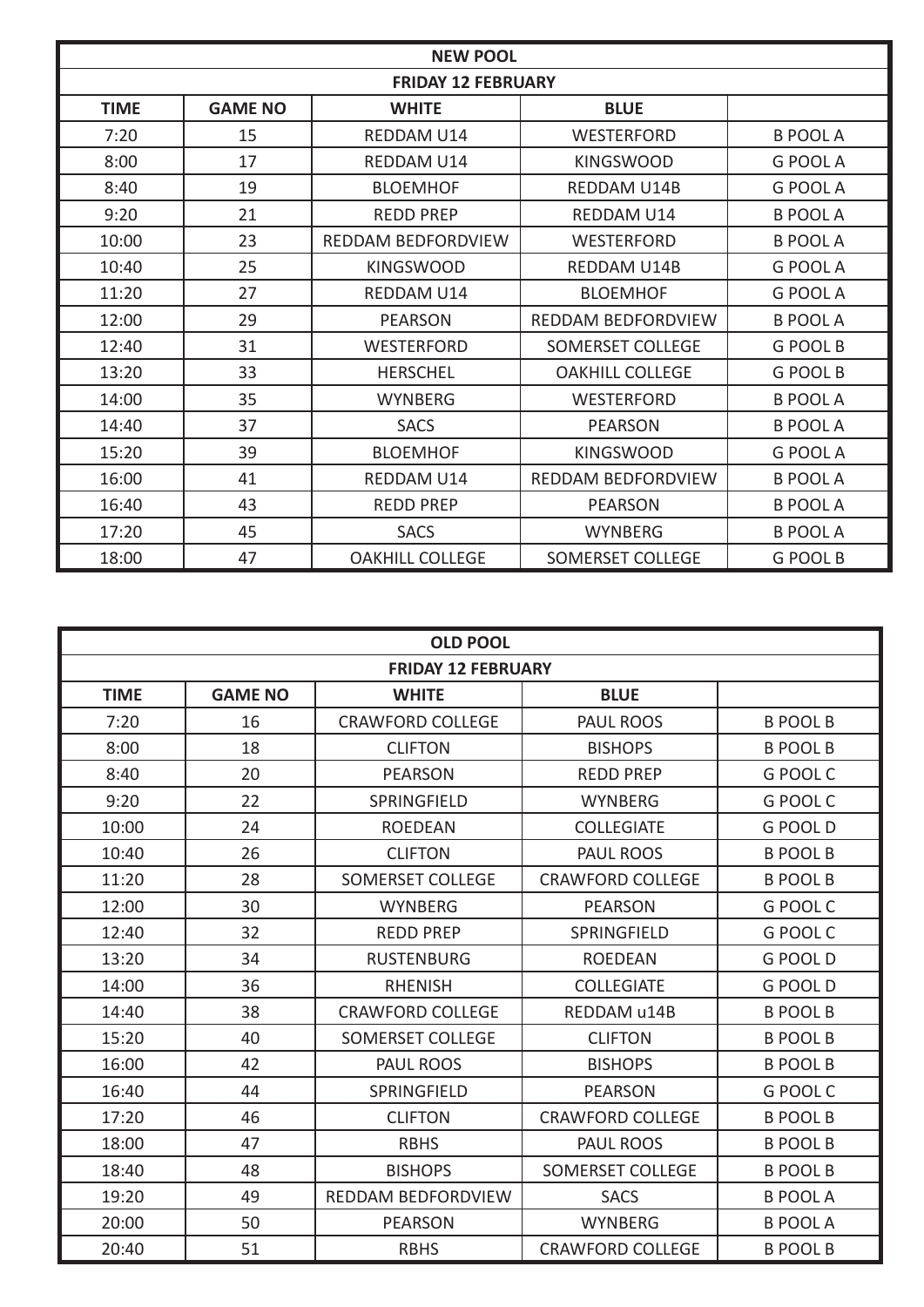| NEW POOL | | | | |
|---|---|---|---|---|
| FRIDAY 12 FEBRUARY | | | | |
| TIME | GAME NO | WHITE | BLUE | |
| 7:20 | 15 | REDDAM U14 | WESTERFORD | B POOL A |
| 8:00 | 17 | REDDAM U14 | KINGSWOOD | G POOL A |
| 8:40 | 19 | BLOEMHOF | REDDAM U14B | G POOL A |
| 9:20 | 21 | REDD PREP | REDDAM U14 | B POOL A |
| 10:00 | 23 | REDDAM BEDFORDVIEW | WESTERFORD | B POOL A |
| 10:40 | 25 | KINGSWOOD | REDDAM U14B | G POOL A |
| 11:20 | 27 | REDDAM U14 | BLOEMHOF | G POOL A |
| 12:00 | 29 | PEARSON | REDDAM BEDFORDVIEW | B POOL A |
| 12:40 | 31 | WESTERFORD | SOMERSET COLLEGE | G POOL B |
| 13:20 | 33 | HERSCHEL | OAKHILL COLLEGE | G POOL B |
| 14:00 | 35 | WYNBERG | WESTERFORD | B POOL A |
| 14:40 | 37 | SACS | PEARSON | B POOL A |
| 15:20 | 39 | BLOEMHOF | KINGSWOOD | G POOL A |
| 16:00 | 41 | REDDAM U14 | REDDAM BEDFORDVIEW | B POOL A |
| 16:40 | 43 | REDD PREP | PEARSON | B POOL A |
| 17:20 | 45 | SACS | WYNBERG | B POOL A |
| 18:00 | 47 | OAKHILL COLLEGE | SOMERSET COLLEGE | G POOL B |

| OLD POOL | | | | |
|---|---|---|---|---|
| FRIDAY 12 FEBRUARY | | | | |
| TIME | GAME NO | WHITE | BLUE | |
| 7:20 | 16 | CRAWFORD COLLEGE | PAUL ROOS | B POOL B |
| 8:00 | 18 | CLIFTON | BISHOPS | B POOL B |
| 8:40 | 20 | PEARSON | REDD PREP | G POOL C |
| 9:20 | 22 | SPRINGFIELD | WYNBERG | G POOL C |
| 10:00 | 24 | ROEDEAN | COLLEGIATE | G POOL D |
| 10:40 | 26 | CLIFTON | PAUL ROOS | B POOL B |
| 11:20 | 28 | SOMERSET COLLEGE | CRAWFORD COLLEGE | B POOL B |
| 12:00 | 30 | WYNBERG | PEARSON | G POOL C |
| 12:40 | 32 | REDD PREP | SPRINGFIELD | G POOL C |
| 13:20 | 34 | RUSTENBURG | ROEDEAN | G POOL D |
| 14:00 | 36 | RHENISH | COLLEGIATE | G POOL D |
| 14:40 | 38 | CRAWFORD COLLEGE | REDDAM u14B | B POOL B |
| 15:20 | 40 | SOMERSET COLLEGE | CLIFTON | B POOL B |
| 16:00 | 42 | PAUL ROOS | BISHOPS | B POOL B |
| 16:40 | 44 | SPRINGFIELD | PEARSON | G POOL C |
| 17:20 | 46 | CLIFTON | CRAWFORD COLLEGE | B POOL B |
| 18:00 | 47 | RBHS | PAUL ROOS | B POOL B |
| 18:40 | 48 | BISHOPS | SOMERSET COLLEGE | B POOL B |
| 19:20 | 49 | REDDAM BEDFORDVIEW | SACS | B POOL A |
| 20:00 | 50 | PEARSON | WYNBERG | B POOL A |
| 20:40 | 51 | RBHS | CRAWFORD COLLEGE | B POOL B |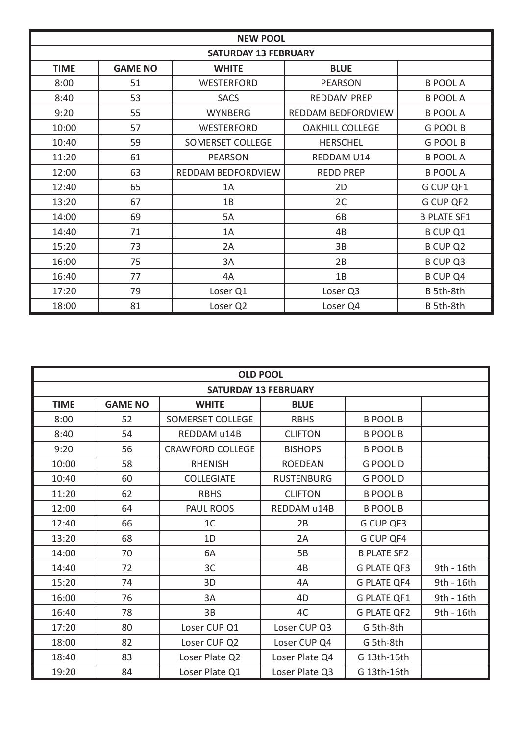| NEW POOL | | | | |
|---|---|---|---|---|
| SATURDAY 13 FEBRUARY | | | | |
| TIME | GAME NO | WHITE | BLUE | |
| 8:00 | 51 | WESTERFORD | PEARSON | B POOL A |
| 8:40 | 53 | SACS | REDDAM PREP | B POOL A |
| 9:20 | 55 | WYNBERG | REDDAM BEDFORDVIEW | B POOL A |
| 10:00 | 57 | WESTERFORD | OAKHILL COLLEGE | G POOL B |
| 10:40 | 59 | SOMERSET COLLEGE | HERSCHEL | G POOL B |
| 11:20 | 61 | PEARSON | REDDAM U14 | B POOL A |
| 12:00 | 63 | REDDAM BEDFORDVIEW | REDD PREP | B POOL A |
| 12:40 | 65 | 1A | 2D | G CUP QF1 |
| 13:20 | 67 | 1B | 2C | G CUP QF2 |
| 14:00 | 69 | 5A | 6B | B PLATE SF1 |
| 14:40 | 71 | 1A | 4B | B CUP Q1 |
| 15:20 | 73 | 2A | 3B | B CUP Q2 |
| 16:00 | 75 | 3A | 2B | B CUP Q3 |
| 16:40 | 77 | 4A | 1B | B CUP Q4 |
| 17:20 | 79 | Loser Q1 | Loser Q3 | B 5th-8th |
| 18:00 | 81 | Loser Q2 | Loser Q4 | B 5th-8th |

| OLD POOL | | | | | |
|---|---|---|---|---|---|
| SATURDAY 13 FEBRUARY | | | | | |
| TIME | GAME NO | WHITE | BLUE | | |
| 8:00 | 52 | SOMERSET COLLEGE | RBHS | B POOL B | |
| 8:40 | 54 | REDDAM u14B | CLIFTON | B POOL B | |
| 9:20 | 56 | CRAWFORD COLLEGE | BISHOPS | B POOL B | |
| 10:00 | 58 | RHENISH | ROEDEAN | G POOL D | |
| 10:40 | 60 | COLLEGIATE | RUSTENBURG | G POOL D | |
| 11:20 | 62 | RBHS | CLIFTON | B POOL B | |
| 12:00 | 64 | PAUL ROOS | REDDAM u14B | B POOL B | |
| 12:40 | 66 | 1C | 2B | G CUP QF3 | |
| 13:20 | 68 | 1D | 2A | G CUP QF4 | |
| 14:00 | 70 | 6A | 5B | B PLATE SF2 | |
| 14:40 | 72 | 3C | 4B | G PLATE QF3 | 9th - 16th |
| 15:20 | 74 | 3D | 4A | G PLATE QF4 | 9th - 16th |
| 16:00 | 76 | 3A | 4D | G PLATE QF1 | 9th - 16th |
| 16:40 | 78 | 3B | 4C | G PLATE QF2 | 9th - 16th |
| 17:20 | 80 | Loser CUP Q1 | Loser CUP Q3 | G 5th-8th | |
| 18:00 | 82 | Loser CUP Q2 | Loser CUP Q4 | G 5th-8th | |
| 18:40 | 83 | Loser Plate Q2 | Loser Plate Q4 | G 13th-16th | |
| 19:20 | 84 | Loser Plate Q1 | Loser Plate Q3 | G 13th-16th | |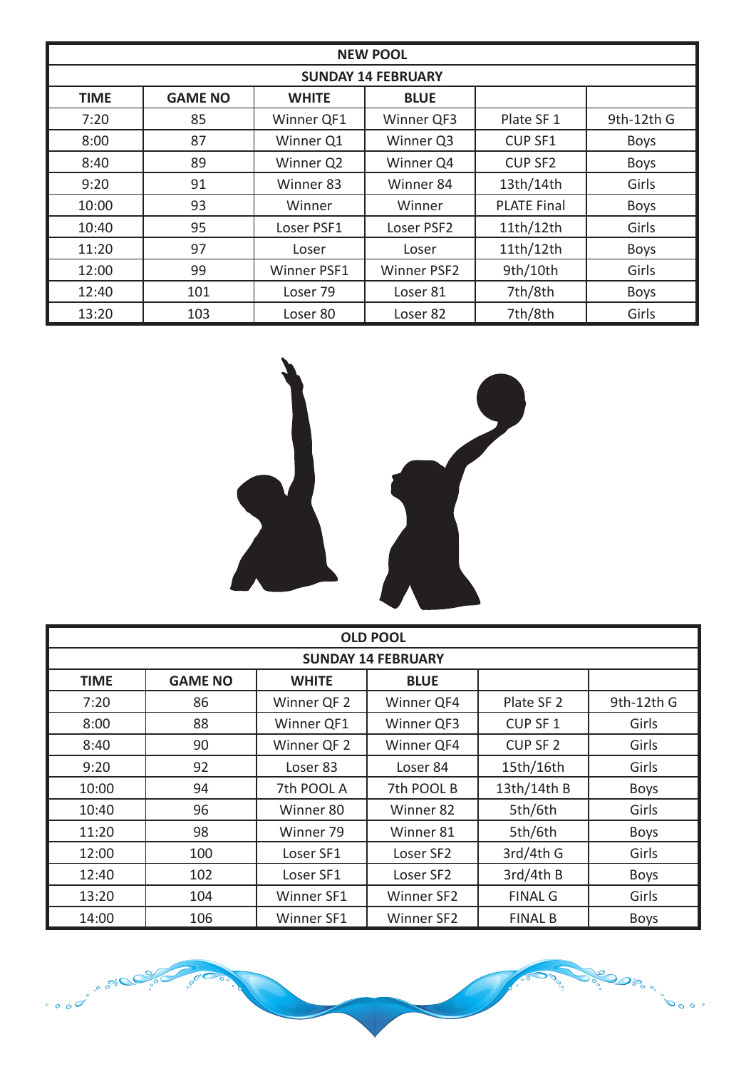| NEW POOL | | | | | |
|---|---|---|---|---|---|
| SUNDAY 14 FEBRUARY | | | | | |
| **TIME** | **GAME NO** | **WHITE** | **BLUE** | | |
| 7:20 | 85 | Winner QF1 | Winner QF3 | Plate SF 1 | 9th-12th G |
| 8:00 | 87 | Winner Q1 | Winner Q3 | CUP SF1 | Boys |
| 8:40 | 89 | Winner Q2 | Winner Q4 | CUP SF2 | Boys |
| 9:20 | 91 | Winner 83 | Winner 84 | 13th/14th | Girls |
| 10:00 | 93 | Winner | Winner | PLATE Final | Boys |
| 10:40 | 95 | Loser PSF1 | Loser PSF2 | 11th/12th | Girls |
| 11:20 | 97 | Loser | Loser | 11th/12th | Boys |
| 12:00 | 99 | Winner PSF1 | Winner PSF2 | 9th/10th | Girls |
| 12:40 | 101 | Loser 79 | Loser 81 | 7th/8th | Boys |
| 13:20 | 103 | Loser 80 | Loser 82 | 7th/8th | Girls |

| OLD POOL | | | | | |
|---|---|---|---|---|---|
| SUNDAY 14 FEBRUARY | | | | | |
| **TIME** | **GAME NO** | **WHITE** | **BLUE** | | |
| 7:20 | 86 | Winner QF 2 | Winner QF4 | Plate SF 2 | 9th-12th G |
| 8:00 | 88 | Winner QF1 | Winner QF3 | CUP SF 1 | Girls |
| 8:40 | 90 | Winner QF 2 | Winner QF4 | CUP SF 2 | Girls |
| 9:20 | 92 | Loser 83 | Loser 84 | 15th/16th | Girls |
| 10:00 | 94 | 7th POOL A | 7th POOL B | 13th/14th B | Boys |
| 10:40 | 96 | Winner 80 | Winner 82 | 5th/6th | Girls |
| 11:20 | 98 | Winner 79 | Winner 81 | 5th/6th | Boys |
| 12:00 | 100 | Loser SF1 | Loser SF2 | 3rd/4th G | Girls |
| 12:40 | 102 | Loser SF1 | Loser SF2 | 3rd/4th B | Boys |
| 13:20 | 104 | Winner SF1 | Winner SF2 | FINAL G | Girls |
| 14:00 | 106 | Winner SF1 | Winner SF2 | FINAL B | Boys |